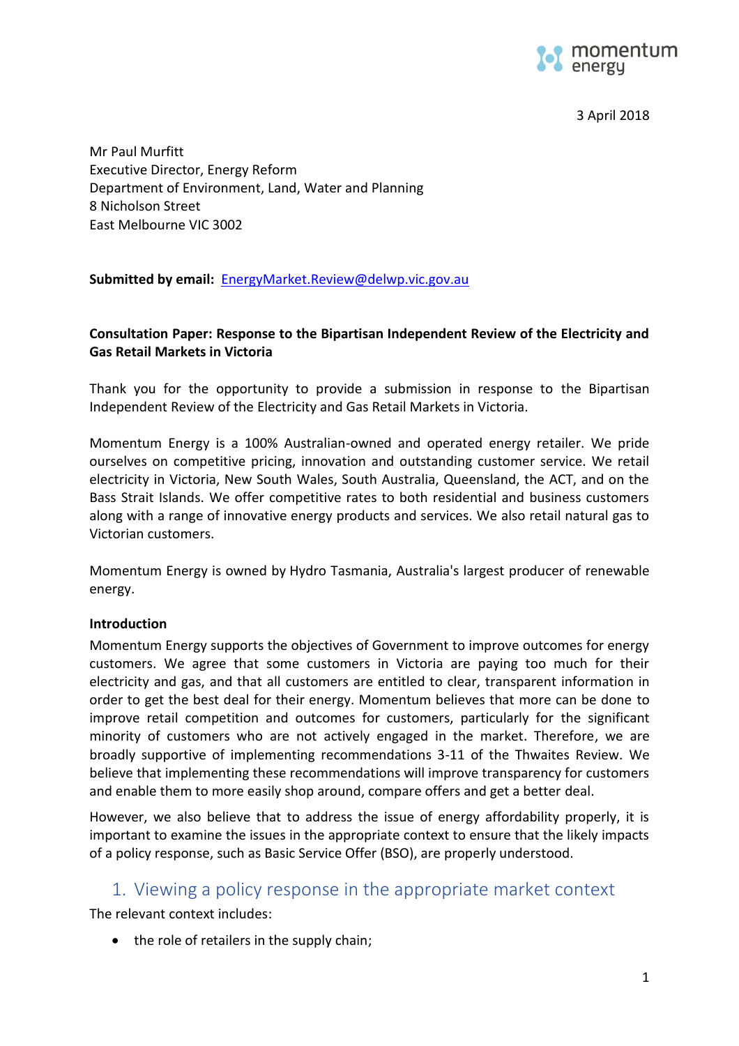3 April 2018

Mr Paul Murfitt
Executive Director, Energy Reform
Department of Environment, Land, Water and Planning
8 Nicholson Street
East Melbourne VIC 3002

**Submitted by email:** EnergyMarket.Review@delwp.vic.gov.au

**Consultation Paper: Response to the Bipartisan Independent Review of the Electricity and Gas Retail Markets in Victoria**

Thank you for the opportunity to provide a submission in response to the Bipartisan Independent Review of the Electricity and Gas Retail Markets in Victoria.

Momentum Energy is a 100% Australian-owned and operated energy retailer. We pride ourselves on competitive pricing, innovation and outstanding customer service. We retail electricity in Victoria, New South Wales, South Australia, Queensland, the ACT, and on the Bass Strait Islands. We offer competitive rates to both residential and business customers along with a range of innovative energy products and services. We also retail natural gas to Victorian customers.

Momentum Energy is owned by Hydro Tasmania, Australia's largest producer of renewable energy.

**Introduction**

Momentum Energy supports the objectives of Government to improve outcomes for energy customers. We agree that some customers in Victoria are paying too much for their electricity and gas, and that all customers are entitled to clear, transparent information in order to get the best deal for their energy. Momentum believes that more can be done to improve retail competition and outcomes for customers, particularly for the significant minority of customers who are not actively engaged in the market. Therefore, we are broadly supportive of implementing recommendations 3-11 of the Thwaites Review. We believe that implementing these recommendations will improve transparency for customers and enable them to more easily shop around, compare offers and get a better deal.

However, we also believe that to address the issue of energy affordability properly, it is important to examine the issues in the appropriate context to ensure that the likely impacts of a policy response, such as Basic Service Offer (BSO), are properly understood.

## 1. Viewing a policy response in the appropriate market context

The relevant context includes:

- the role of retailers in the supply chain;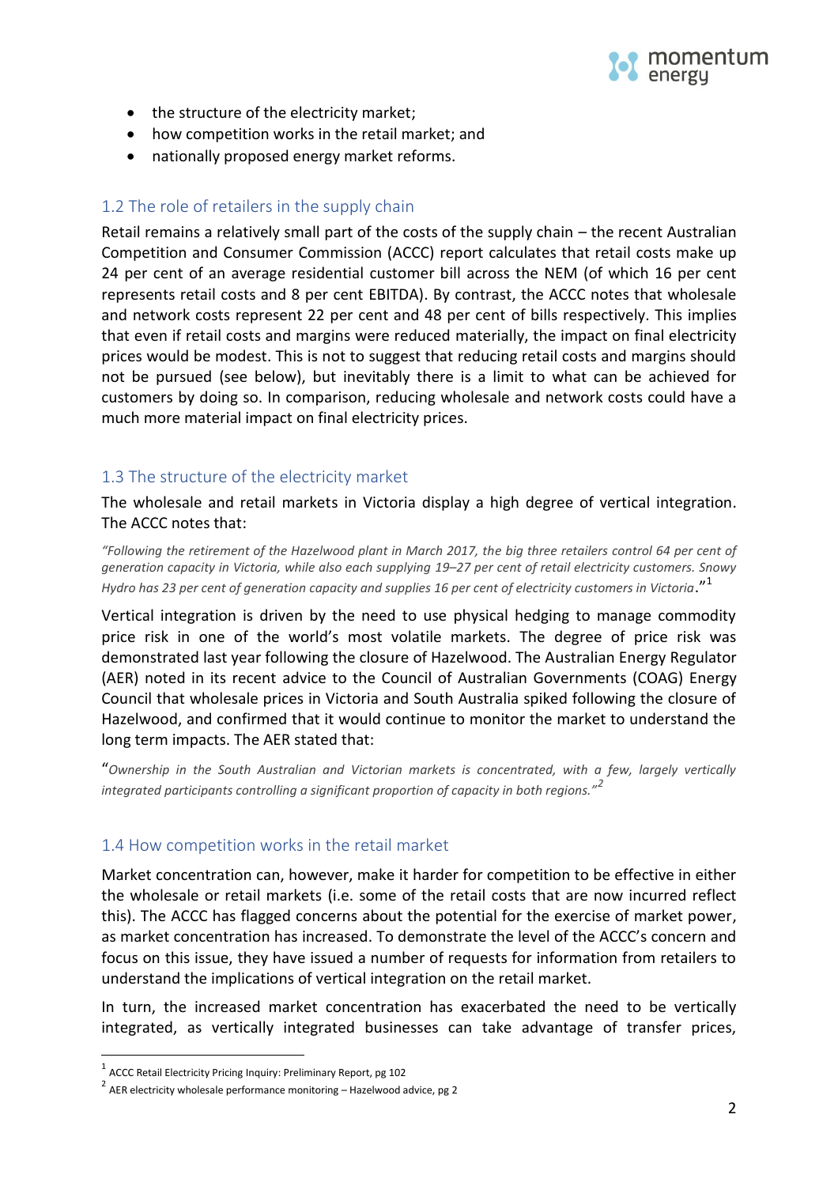- the structure of the electricity market;
- how competition works in the retail market; and
- nationally proposed energy market reforms.

## 1.2 The role of retailers in the supply chain

Retail remains a relatively small part of the costs of the supply chain – the recent Australian Competition and Consumer Commission (ACCC) report calculates that retail costs make up 24 per cent of an average residential customer bill across the NEM (of which 16 per cent represents retail costs and 8 per cent EBITDA). By contrast, the ACCC notes that wholesale and network costs represent 22 per cent and 48 per cent of bills respectively. This implies that even if retail costs and margins were reduced materially, the impact on final electricity prices would be modest. This is not to suggest that reducing retail costs and margins should not be pursued (see below), but inevitably there is a limit to what can be achieved for customers by doing so. In comparison, reducing wholesale and network costs could have a much more material impact on final electricity prices.

## 1.3 The structure of the electricity market

The wholesale and retail markets in Victoria display a high degree of vertical integration. The ACCC notes that:

*"Following the retirement of the Hazelwood plant in March 2017, the big three retailers control 64 per cent of generation capacity in Victoria, while also each supplying 19–27 per cent of retail electricity customers. Snowy Hydro has 23 per cent of generation capacity and supplies 16 per cent of electricity customers in Victoria*."[1]

Vertical integration is driven by the need to use physical hedging to manage commodity price risk in one of the world's most volatile markets. The degree of price risk was demonstrated last year following the closure of Hazelwood. The Australian Energy Regulator (AER) noted in its recent advice to the Council of Australian Governments (COAG) Energy Council that wholesale prices in Victoria and South Australia spiked following the closure of Hazelwood, and confirmed that it would continue to monitor the market to understand the long term impacts. The AER stated that:

"*Ownership in the South Australian and Victorian markets is concentrated, with a few, largely vertically integrated participants controlling a significant proportion of capacity in both regions."*[2]

## 1.4 How competition works in the retail market

Market concentration can, however, make it harder for competition to be effective in either the wholesale or retail markets (i.e. some of the retail costs that are now incurred reflect this). The ACCC has flagged concerns about the potential for the exercise of market power, as market concentration has increased. To demonstrate the level of the ACCC's concern and focus on this issue, they have issued a number of requests for information from retailers to understand the implications of vertical integration on the retail market.

In turn, the increased market concentration has exacerbated the need to be vertically integrated, as vertically integrated businesses can take advantage of transfer prices,

---

[1] ACCC Retail Electricity Pricing Inquiry: Preliminary Report, pg 102

[2] AER electricity wholesale performance monitoring – Hazelwood advice, pg 2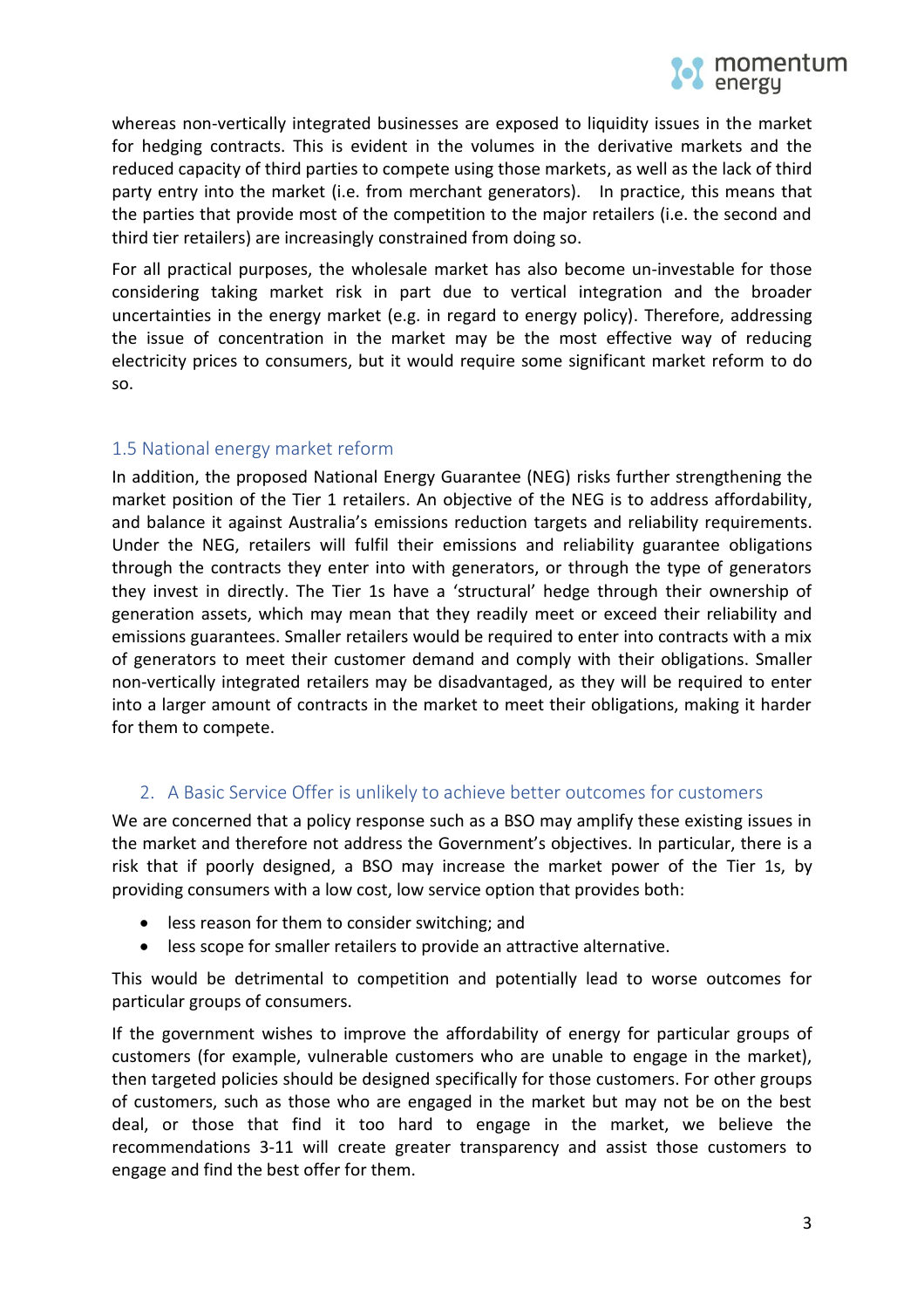whereas non-vertically integrated businesses are exposed to liquidity issues in the market for hedging contracts. This is evident in the volumes in the derivative markets and the reduced capacity of third parties to compete using those markets, as well as the lack of third party entry into the market (i.e. from merchant generators). In practice, this means that the parties that provide most of the competition to the major retailers (i.e. the second and third tier retailers) are increasingly constrained from doing so.

For all practical purposes, the wholesale market has also become un-investable for those considering taking market risk in part due to vertical integration and the broader uncertainties in the energy market (e.g. in regard to energy policy). Therefore, addressing the issue of concentration in the market may be the most effective way of reducing electricity prices to consumers, but it would require some significant market reform to do so.

### 1.5 National energy market reform

In addition, the proposed National Energy Guarantee (NEG) risks further strengthening the market position of the Tier 1 retailers. An objective of the NEG is to address affordability, and balance it against Australia's emissions reduction targets and reliability requirements. Under the NEG, retailers will fulfil their emissions and reliability guarantee obligations through the contracts they enter into with generators, or through the type of generators they invest in directly. The Tier 1s have a 'structural' hedge through their ownership of generation assets, which may mean that they readily meet or exceed their reliability and emissions guarantees. Smaller retailers would be required to enter into contracts with a mix of generators to meet their customer demand and comply with their obligations. Smaller non-vertically integrated retailers may be disadvantaged, as they will be required to enter into a larger amount of contracts in the market to meet their obligations, making it harder for them to compete.

## 2. A Basic Service Offer is unlikely to achieve better outcomes for customers

We are concerned that a policy response such as a BSO may amplify these existing issues in the market and therefore not address the Government's objectives. In particular, there is a risk that if poorly designed, a BSO may increase the market power of the Tier 1s, by providing consumers with a low cost, low service option that provides both:

- less reason for them to consider switching; and
- less scope for smaller retailers to provide an attractive alternative.

This would be detrimental to competition and potentially lead to worse outcomes for particular groups of consumers.

If the government wishes to improve the affordability of energy for particular groups of customers (for example, vulnerable customers who are unable to engage in the market), then targeted policies should be designed specifically for those customers. For other groups of customers, such as those who are engaged in the market but may not be on the best deal, or those that find it too hard to engage in the market, we believe the recommendations 3-11 will create greater transparency and assist those customers to engage and find the best offer for them.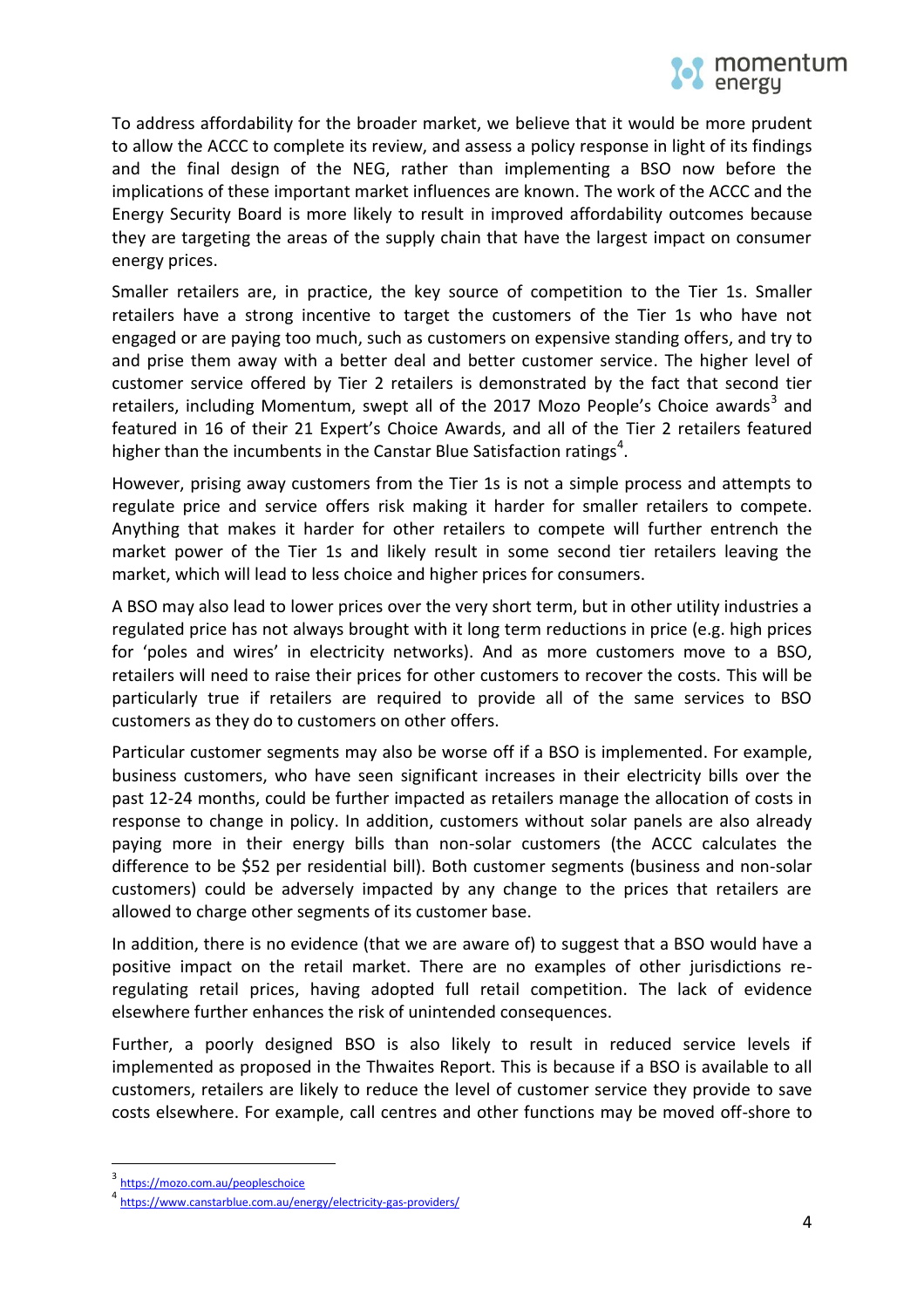To address affordability for the broader market, we believe that it would be more prudent to allow the ACCC to complete its review, and assess a policy response in light of its findings and the final design of the NEG, rather than implementing a BSO now before the implications of these important market influences are known. The work of the ACCC and the Energy Security Board is more likely to result in improved affordability outcomes because they are targeting the areas of the supply chain that have the largest impact on consumer energy prices.

Smaller retailers are, in practice, the key source of competition to the Tier 1s. Smaller retailers have a strong incentive to target the customers of the Tier 1s who have not engaged or are paying too much, such as customers on expensive standing offers, and try to and prise them away with a better deal and better customer service. The higher level of customer service offered by Tier 2 retailers is demonstrated by the fact that second tier retailers, including Momentum, swept all of the 2017 Mozo People's Choice awards[3] and featured in 16 of their 21 Expert's Choice Awards, and all of the Tier 2 retailers featured higher than the incumbents in the Canstar Blue Satisfaction ratings[4].

However, prising away customers from the Tier 1s is not a simple process and attempts to regulate price and service offers risk making it harder for smaller retailers to compete. Anything that makes it harder for other retailers to compete will further entrench the market power of the Tier 1s and likely result in some second tier retailers leaving the market, which will lead to less choice and higher prices for consumers.

A BSO may also lead to lower prices over the very short term, but in other utility industries a regulated price has not always brought with it long term reductions in price (e.g. high prices for 'poles and wires' in electricity networks). And as more customers move to a BSO, retailers will need to raise their prices for other customers to recover the costs. This will be particularly true if retailers are required to provide all of the same services to BSO customers as they do to customers on other offers.

Particular customer segments may also be worse off if a BSO is implemented. For example, business customers, who have seen significant increases in their electricity bills over the past 12-24 months, could be further impacted as retailers manage the allocation of costs in response to change in policy. In addition, customers without solar panels are also already paying more in their energy bills than non-solar customers (the ACCC calculates the difference to be $52 per residential bill). Both customer segments (business and non-solar customers) could be adversely impacted by any change to the prices that retailers are allowed to charge other segments of its customer base.

In addition, there is no evidence (that we are aware of) to suggest that a BSO would have a positive impact on the retail market. There are no examples of other jurisdictions re-regulating retail prices, having adopted full retail competition. The lack of evidence elsewhere further enhances the risk of unintended consequences.

Further, a poorly designed BSO is also likely to result in reduced service levels if implemented as proposed in the Thwaites Report. This is because if a BSO is available to all customers, retailers are likely to reduce the level of customer service they provide to save costs elsewhere. For example, call centres and other functions may be moved off-shore to

---

[3] https://mozo.com.au/peopleschoice

[4] https://www.canstarblue.com.au/energy/electricity-gas-providers/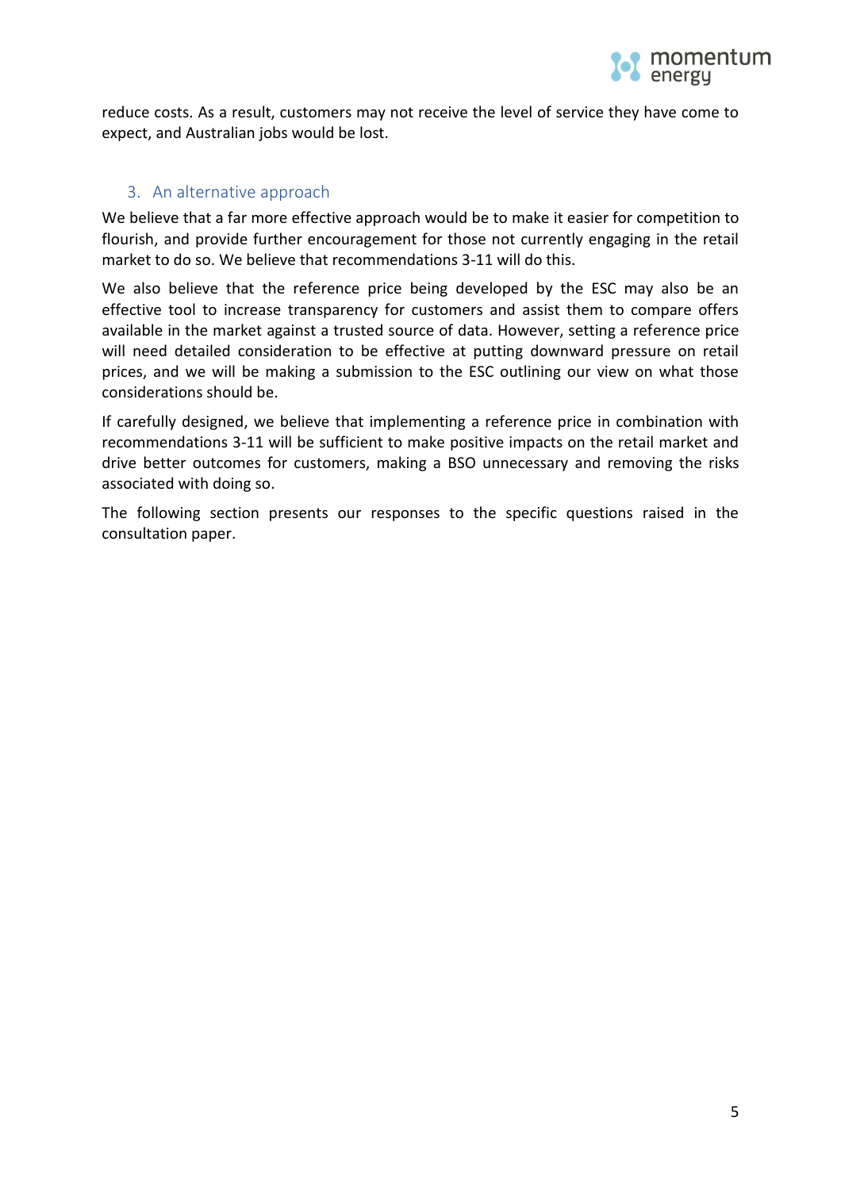reduce costs. As a result, customers may not receive the level of service they have come to expect, and Australian jobs would be lost.

## 3. An alternative approach

We believe that a far more effective approach would be to make it easier for competition to flourish, and provide further encouragement for those not currently engaging in the retail market to do so. We believe that recommendations 3-11 will do this.

We also believe that the reference price being developed by the ESC may also be an effective tool to increase transparency for customers and assist them to compare offers available in the market against a trusted source of data. However, setting a reference price will need detailed consideration to be effective at putting downward pressure on retail prices, and we will be making a submission to the ESC outlining our view on what those considerations should be.

If carefully designed, we believe that implementing a reference price in combination with recommendations 3-11 will be sufficient to make positive impacts on the retail market and drive better outcomes for customers, making a BSO unnecessary and removing the risks associated with doing so.

The following section presents our responses to the specific questions raised in the consultation paper.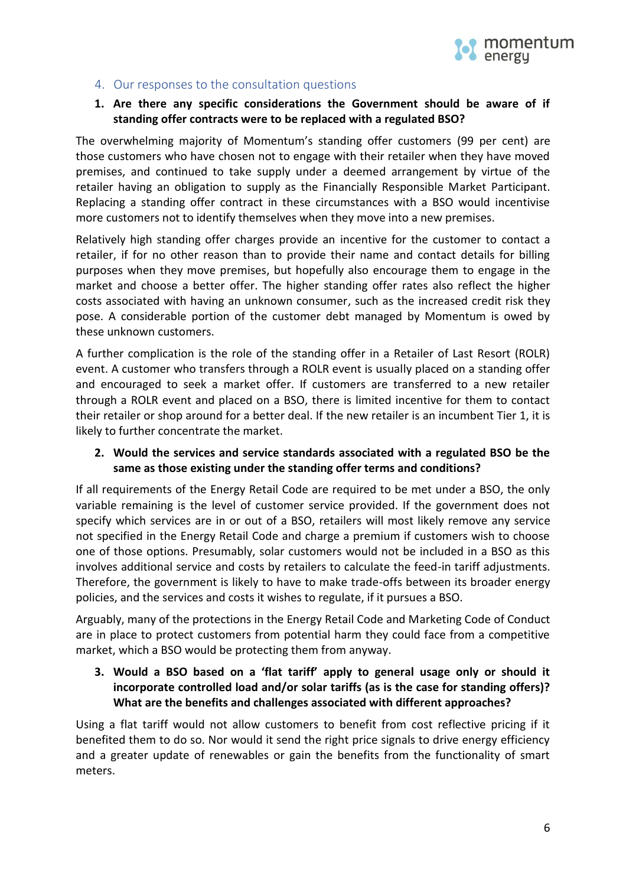## 4. Our responses to the consultation questions

**1. Are there any specific considerations the Government should be aware of if standing offer contracts were to be replaced with a regulated BSO?**

The overwhelming majority of Momentum's standing offer customers (99 per cent) are those customers who have chosen not to engage with their retailer when they have moved premises, and continued to take supply under a deemed arrangement by virtue of the retailer having an obligation to supply as the Financially Responsible Market Participant. Replacing a standing offer contract in these circumstances with a BSO would incentivise more customers not to identify themselves when they move into a new premises.

Relatively high standing offer charges provide an incentive for the customer to contact a retailer, if for no other reason than to provide their name and contact details for billing purposes when they move premises, but hopefully also encourage them to engage in the market and choose a better offer. The higher standing offer rates also reflect the higher costs associated with having an unknown consumer, such as the increased credit risk they pose. A considerable portion of the customer debt managed by Momentum is owed by these unknown customers.

A further complication is the role of the standing offer in a Retailer of Last Resort (ROLR) event. A customer who transfers through a ROLR event is usually placed on a standing offer and encouraged to seek a market offer. If customers are transferred to a new retailer through a ROLR event and placed on a BSO, there is limited incentive for them to contact their retailer or shop around for a better deal. If the new retailer is an incumbent Tier 1, it is likely to further concentrate the market.

**2. Would the services and service standards associated with a regulated BSO be the same as those existing under the standing offer terms and conditions?**

If all requirements of the Energy Retail Code are required to be met under a BSO, the only variable remaining is the level of customer service provided. If the government does not specify which services are in or out of a BSO, retailers will most likely remove any service not specified in the Energy Retail Code and charge a premium if customers wish to choose one of those options. Presumably, solar customers would not be included in a BSO as this involves additional service and costs by retailers to calculate the feed-in tariff adjustments. Therefore, the government is likely to have to make trade-offs between its broader energy policies, and the services and costs it wishes to regulate, if it pursues a BSO.

Arguably, many of the protections in the Energy Retail Code and Marketing Code of Conduct are in place to protect customers from potential harm they could face from a competitive market, which a BSO would be protecting them from anyway.

**3. Would a BSO based on a 'flat tariff' apply to general usage only or should it incorporate controlled load and/or solar tariffs (as is the case for standing offers)? What are the benefits and challenges associated with different approaches?**

Using a flat tariff would not allow customers to benefit from cost reflective pricing if it benefited them to do so. Nor would it send the right price signals to drive energy efficiency and a greater update of renewables or gain the benefits from the functionality of smart meters.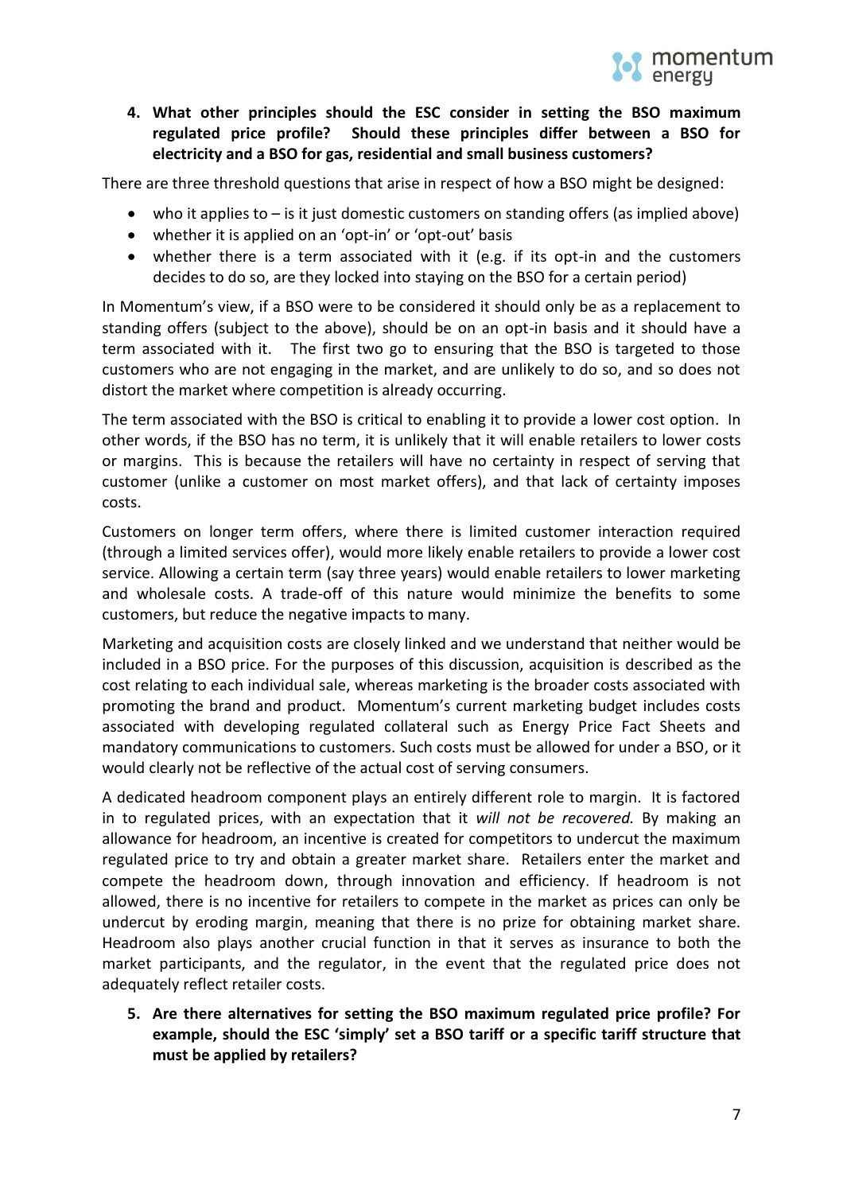4. **What other principles should the ESC consider in setting the BSO maximum regulated price profile? Should these principles differ between a BSO for electricity and a BSO for gas, residential and small business customers?**

There are three threshold questions that arise in respect of how a BSO might be designed:

- who it applies to – is it just domestic customers on standing offers (as implied above)
- whether it is applied on an 'opt-in' or 'opt-out' basis
- whether there is a term associated with it (e.g. if its opt-in and the customers decides to do so, are they locked into staying on the BSO for a certain period)

In Momentum's view, if a BSO were to be considered it should only be as a replacement to standing offers (subject to the above), should be on an opt-in basis and it should have a term associated with it. The first two go to ensuring that the BSO is targeted to those customers who are not engaging in the market, and are unlikely to do so, and so does not distort the market where competition is already occurring.

The term associated with the BSO is critical to enabling it to provide a lower cost option. In other words, if the BSO has no term, it is unlikely that it will enable retailers to lower costs or margins. This is because the retailers will have no certainty in respect of serving that customer (unlike a customer on most market offers), and that lack of certainty imposes costs.

Customers on longer term offers, where there is limited customer interaction required (through a limited services offer), would more likely enable retailers to provide a lower cost service. Allowing a certain term (say three years) would enable retailers to lower marketing and wholesale costs. A trade-off of this nature would minimize the benefits to some customers, but reduce the negative impacts to many.

Marketing and acquisition costs are closely linked and we understand that neither would be included in a BSO price. For the purposes of this discussion, acquisition is described as the cost relating to each individual sale, whereas marketing is the broader costs associated with promoting the brand and product. Momentum's current marketing budget includes costs associated with developing regulated collateral such as Energy Price Fact Sheets and mandatory communications to customers. Such costs must be allowed for under a BSO, or it would clearly not be reflective of the actual cost of serving consumers.

A dedicated headroom component plays an entirely different role to margin. It is factored in to regulated prices, with an expectation that it *will not be recovered.* By making an allowance for headroom, an incentive is created for competitors to undercut the maximum regulated price to try and obtain a greater market share. Retailers enter the market and compete the headroom down, through innovation and efficiency. If headroom is not allowed, there is no incentive for retailers to compete in the market as prices can only be undercut by eroding margin, meaning that there is no prize for obtaining market share. Headroom also plays another crucial function in that it serves as insurance to both the market participants, and the regulator, in the event that the regulated price does not adequately reflect retailer costs.

5. **Are there alternatives for setting the BSO maximum regulated price profile? For example, should the ESC 'simply' set a BSO tariff or a specific tariff structure that must be applied by retailers?**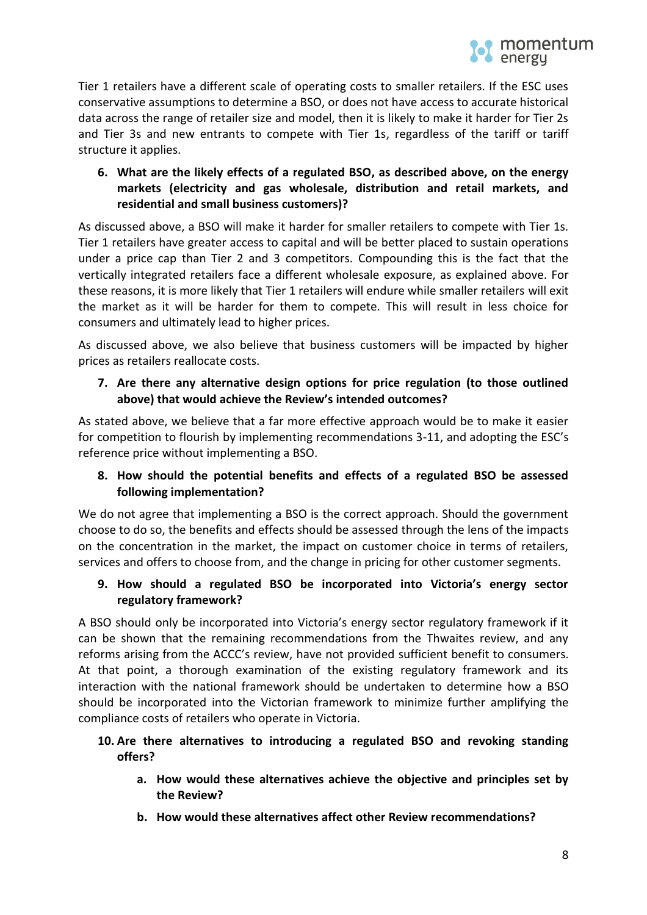Tier 1 retailers have a different scale of operating costs to smaller retailers. If the ESC uses conservative assumptions to determine a BSO, or does not have access to accurate historical data across the range of retailer size and model, then it is likely to make it harder for Tier 2s and Tier 3s and new entrants to compete with Tier 1s, regardless of the tariff or tariff structure it applies.

6. **What are the likely effects of a regulated BSO, as described above, on the energy markets (electricity and gas wholesale, distribution and retail markets, and residential and small business customers)?**

As discussed above, a BSO will make it harder for smaller retailers to compete with Tier 1s. Tier 1 retailers have greater access to capital and will be better placed to sustain operations under a price cap than Tier 2 and 3 competitors. Compounding this is the fact that the vertically integrated retailers face a different wholesale exposure, as explained above. For these reasons, it is more likely that Tier 1 retailers will endure while smaller retailers will exit the market as it will be harder for them to compete. This will result in less choice for consumers and ultimately lead to higher prices.

As discussed above, we also believe that business customers will be impacted by higher prices as retailers reallocate costs.

7. **Are there any alternative design options for price regulation (to those outlined above) that would achieve the Review's intended outcomes?**

As stated above, we believe that a far more effective approach would be to make it easier for competition to flourish by implementing recommendations 3-11, and adopting the ESC's reference price without implementing a BSO.

8. **How should the potential benefits and effects of a regulated BSO be assessed following implementation?**

We do not agree that implementing a BSO is the correct approach. Should the government choose to do so, the benefits and effects should be assessed through the lens of the impacts on the concentration in the market, the impact on customer choice in terms of retailers, services and offers to choose from, and the change in pricing for other customer segments.

9. **How should a regulated BSO be incorporated into Victoria's energy sector regulatory framework?**

A BSO should only be incorporated into Victoria's energy sector regulatory framework if it can be shown that the remaining recommendations from the Thwaites review, and any reforms arising from the ACCC's review, have not provided sufficient benefit to consumers. At that point, a thorough examination of the existing regulatory framework and its interaction with the national framework should be undertaken to determine how a BSO should be incorporated into the Victorian framework to minimize further amplifying the compliance costs of retailers who operate in Victoria.

10. **Are there alternatives to introducing a regulated BSO and revoking standing offers?**
    a. **How would these alternatives achieve the objective and principles set by the Review?**
    b. **How would these alternatives affect other Review recommendations?**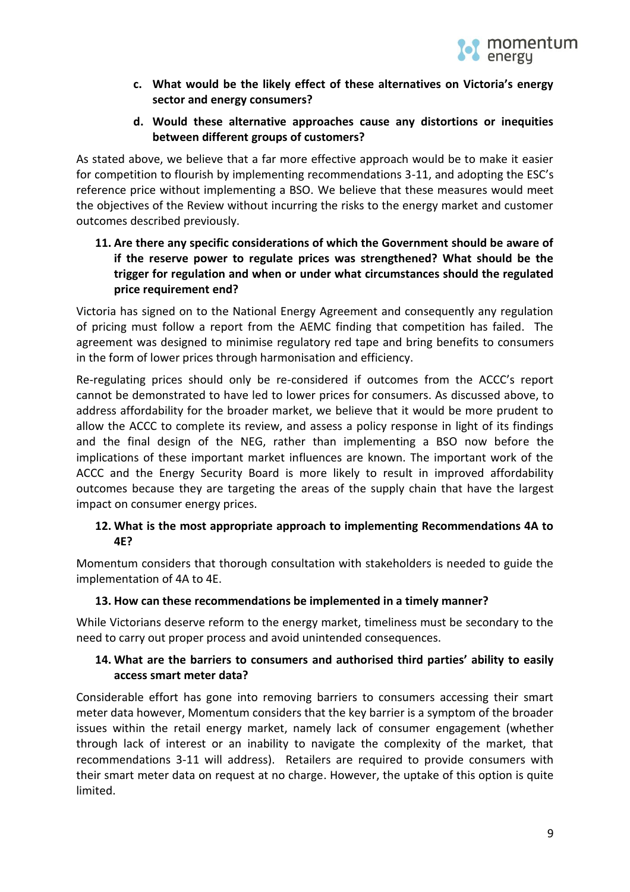**c. What would be the likely effect of these alternatives on Victoria's energy sector and energy consumers?**

**d. Would these alternative approaches cause any distortions or inequities between different groups of customers?**

As stated above, we believe that a far more effective approach would be to make it easier for competition to flourish by implementing recommendations 3-11, and adopting the ESC's reference price without implementing a BSO. We believe that these measures would meet the objectives of the Review without incurring the risks to the energy market and customer outcomes described previously.

**11. Are there any specific considerations of which the Government should be aware of if the reserve power to regulate prices was strengthened? What should be the trigger for regulation and when or under what circumstances should the regulated price requirement end?**

Victoria has signed on to the National Energy Agreement and consequently any regulation of pricing must follow a report from the AEMC finding that competition has failed. The agreement was designed to minimise regulatory red tape and bring benefits to consumers in the form of lower prices through harmonisation and efficiency.

Re-regulating prices should only be re-considered if outcomes from the ACCC's report cannot be demonstrated to have led to lower prices for consumers. As discussed above, to address affordability for the broader market, we believe that it would be more prudent to allow the ACCC to complete its review, and assess a policy response in light of its findings and the final design of the NEG, rather than implementing a BSO now before the implications of these important market influences are known. The important work of the ACCC and the Energy Security Board is more likely to result in improved affordability outcomes because they are targeting the areas of the supply chain that have the largest impact on consumer energy prices.

**12. What is the most appropriate approach to implementing Recommendations 4A to 4E?**

Momentum considers that thorough consultation with stakeholders is needed to guide the implementation of 4A to 4E.

**13. How can these recommendations be implemented in a timely manner?**

While Victorians deserve reform to the energy market, timeliness must be secondary to the need to carry out proper process and avoid unintended consequences.

**14. What are the barriers to consumers and authorised third parties' ability to easily access smart meter data?**

Considerable effort has gone into removing barriers to consumers accessing their smart meter data however, Momentum considers that the key barrier is a symptom of the broader issues within the retail energy market, namely lack of consumer engagement (whether through lack of interest or an inability to navigate the complexity of the market, that recommendations 3-11 will address). Retailers are required to provide consumers with their smart meter data on request at no charge. However, the uptake of this option is quite limited.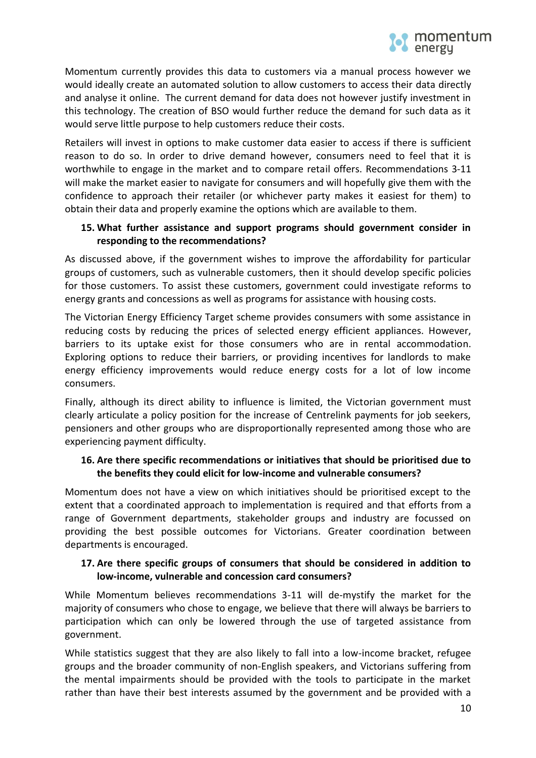Momentum currently provides this data to customers via a manual process however we would ideally create an automated solution to allow customers to access their data directly and analyse it online. The current demand for data does not however justify investment in this technology. The creation of BSO would further reduce the demand for such data as it would serve little purpose to help customers reduce their costs.

Retailers will invest in options to make customer data easier to access if there is sufficient reason to do so. In order to drive demand however, consumers need to feel that it is worthwhile to engage in the market and to compare retail offers. Recommendations 3-11 will make the market easier to navigate for consumers and will hopefully give them with the confidence to approach their retailer (or whichever party makes it easiest for them) to obtain their data and properly examine the options which are available to them.

**15. What further assistance and support programs should government consider in responding to the recommendations?**

As discussed above, if the government wishes to improve the affordability for particular groups of customers, such as vulnerable customers, then it should develop specific policies for those customers. To assist these customers, government could investigate reforms to energy grants and concessions as well as programs for assistance with housing costs.

The Victorian Energy Efficiency Target scheme provides consumers with some assistance in reducing costs by reducing the prices of selected energy efficient appliances. However, barriers to its uptake exist for those consumers who are in rental accommodation. Exploring options to reduce their barriers, or providing incentives for landlords to make energy efficiency improvements would reduce energy costs for a lot of low income consumers.

Finally, although its direct ability to influence is limited, the Victorian government must clearly articulate a policy position for the increase of Centrelink payments for job seekers, pensioners and other groups who are disproportionally represented among those who are experiencing payment difficulty.

**16. Are there specific recommendations or initiatives that should be prioritised due to the benefits they could elicit for low-income and vulnerable consumers?**

Momentum does not have a view on which initiatives should be prioritised except to the extent that a coordinated approach to implementation is required and that efforts from a range of Government departments, stakeholder groups and industry are focussed on providing the best possible outcomes for Victorians. Greater coordination between departments is encouraged.

**17. Are there specific groups of consumers that should be considered in addition to low-income, vulnerable and concession card consumers?**

While Momentum believes recommendations 3-11 will de-mystify the market for the majority of consumers who chose to engage, we believe that there will always be barriers to participation which can only be lowered through the use of targeted assistance from government.

While statistics suggest that they are also likely to fall into a low-income bracket, refugee groups and the broader community of non-English speakers, and Victorians suffering from the mental impairments should be provided with the tools to participate in the market rather than have their best interests assumed by the government and be provided with a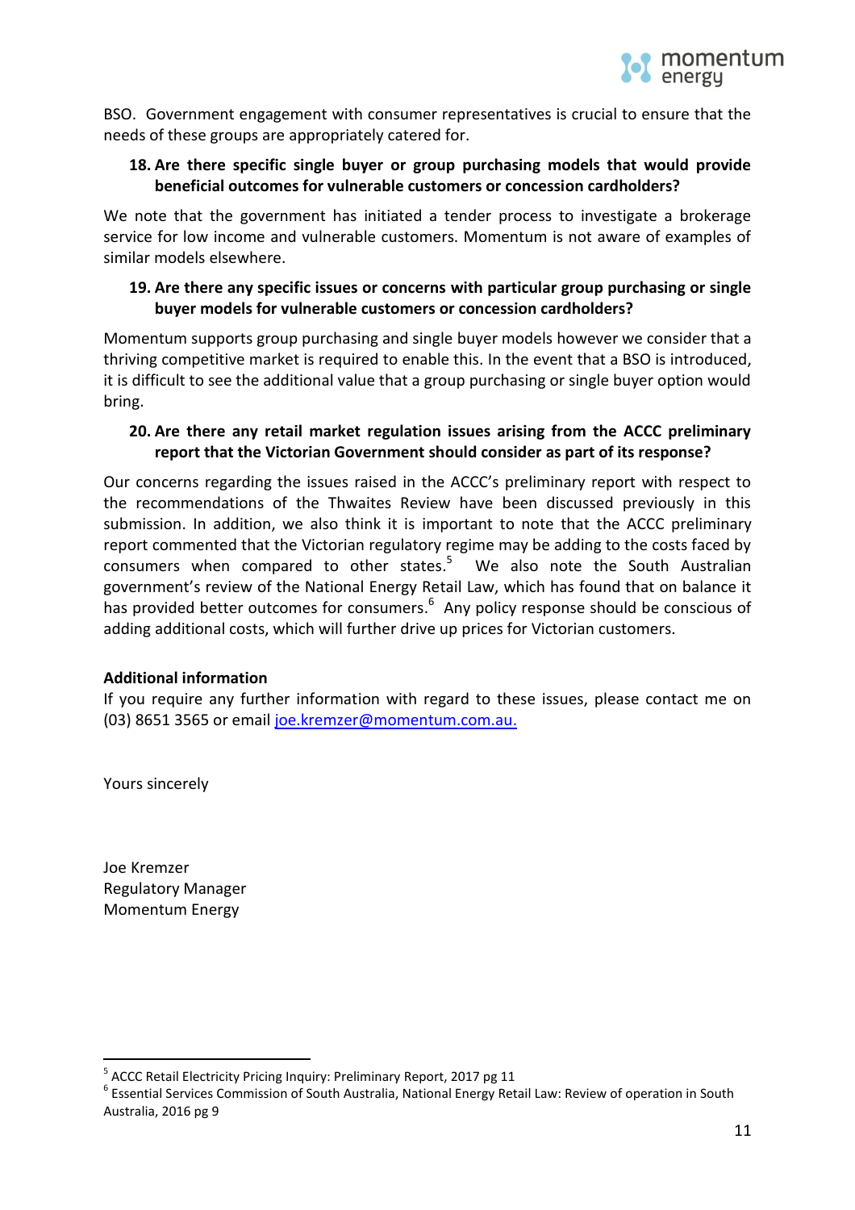BSO. Government engagement with consumer representatives is crucial to ensure that the needs of these groups are appropriately catered for.

**18. Are there specific single buyer or group purchasing models that would provide beneficial outcomes for vulnerable customers or concession cardholders?**

We note that the government has initiated a tender process to investigate a brokerage service for low income and vulnerable customers. Momentum is not aware of examples of similar models elsewhere.

**19. Are there any specific issues or concerns with particular group purchasing or single buyer models for vulnerable customers or concession cardholders?**

Momentum supports group purchasing and single buyer models however we consider that a thriving competitive market is required to enable this. In the event that a BSO is introduced, it is difficult to see the additional value that a group purchasing or single buyer option would bring.

**20. Are there any retail market regulation issues arising from the ACCC preliminary report that the Victorian Government should consider as part of its response?**

Our concerns regarding the issues raised in the ACCC's preliminary report with respect to the recommendations of the Thwaites Review have been discussed previously in this submission. In addition, we also think it is important to note that the ACCC preliminary report commented that the Victorian regulatory regime may be adding to the costs faced by consumers when compared to other states.[5] We also note the South Australian government's review of the National Energy Retail Law, which has found that on balance it has provided better outcomes for consumers.[6] Any policy response should be conscious of adding additional costs, which will further drive up prices for Victorian customers.

**Additional information**

If you require any further information with regard to these issues, please contact me on (03) 8651 3565 or email joe.kremzer@momentum.com.au.

Yours sincerely

Joe Kremzer
Regulatory Manager
Momentum Energy

---

[5] ACCC Retail Electricity Pricing Inquiry: Preliminary Report, 2017 pg 11

[6] Essential Services Commission of South Australia, National Energy Retail Law: Review of operation in South Australia, 2016 pg 9